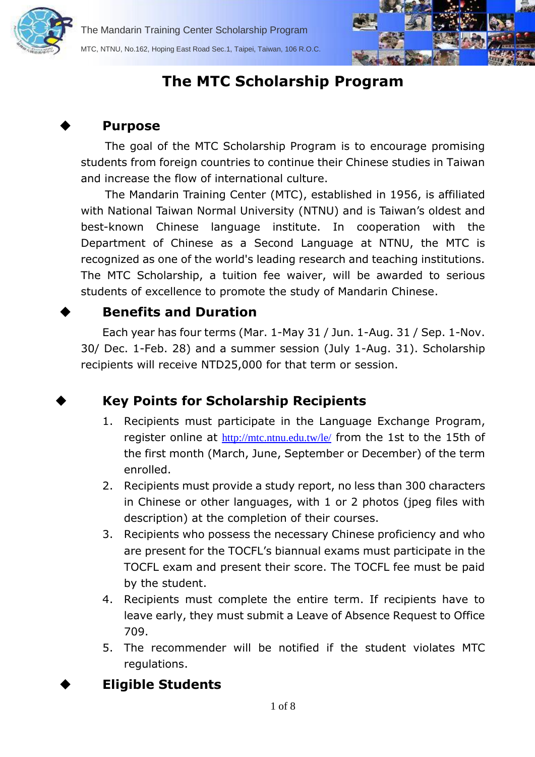# The MTC Scholarship Program

## Purpose

The goal of the MTC Scholarship Program is to encourage promising students from foreign countries to continue their Chinese studies in Taiwan and increase the flow of international culture.

The Mandarin Training Center (MTC), established in 1956, is affiliated with National Taiwan Normal University (NTNU) and is Taiwan's oldest and best-known Chinese language institute. In cooperation with the Department of Chinese as a Second Language at NTNU, the MTC is recognized as one of the world's leading research and teaching institutions. The MTC Scholarship, a tuition fee waiver, will be awarded to serious students of excellence to promote the study of Mandarin Chinese.

## Benefits and Duration

Each year has four terms (Mar. 1-May 31 / Jun. 1-Aug. 31 / Sep. 1-Nov. 30/ Dec. 1-Feb. 28) and a summer session (July 1-Aug. 31). Scholarship recipients will receive NTD25,000 for that term or session.

## Key Points for Scholarship Recipients

1. Recipients must participate in the Language Exchange Program, register online at http://mtc.ntnu.edu.tw/le/ from the 1st to the 15th of the first month (March, June, September or December) of the term enrolled.
2. Recipients must provide a study report, no less than 300 characters in Chinese or other languages, with 1 or 2 photos (jpeg files with description) at the completion of their courses.
3. Recipients who possess the necessary Chinese proficiency and who are present for the TOCFL's biannual exams must participate in the TOCFL exam and present their score. The TOCFL fee must be paid by the student.
4. Recipients must complete the entire term. If recipients have to leave early, they must submit a Leave of Absence Request to Office 709.
5. The recommender will be notified if the student violates MTC regulations.

## Eligible Students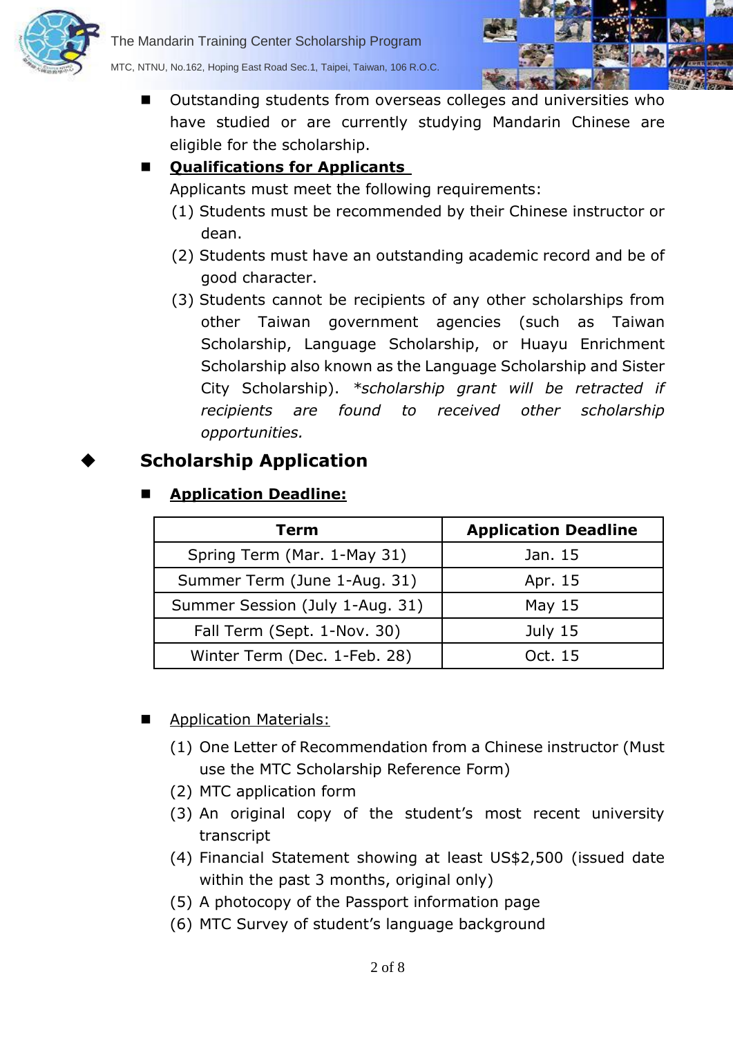- Outstanding students from overseas colleges and universities who have studied or are currently studying Mandarin Chinese are eligible for the scholarship.
- **Qualifications for Applicants**

  Applicants must meet the following requirements:

  (1) Students must be recommended by their Chinese instructor or dean.

  (2) Students must have an outstanding academic record and be of good character.

  (3) Students cannot be recipients of any other scholarships from other Taiwan government agencies (such as Taiwan Scholarship, Language Scholarship, or Huayu Enrichment Scholarship also known as the Language Scholarship and Sister City Scholarship). *\*scholarship grant will be retracted if recipients are found to received other scholarship opportunities.*

## Scholarship Application

- **Application Deadline:**

| Term | Application Deadline |
|---|---|
| Spring Term (Mar. 1-May 31) | Jan. 15 |
| Summer Term (June 1-Aug. 31) | Apr. 15 |
| Summer Session (July 1-Aug. 31) | May 15 |
| Fall Term (Sept. 1-Nov. 30) | July 15 |
| Winter Term (Dec. 1-Feb. 28) | Oct. 15 |

- Application Materials:

  (1) One Letter of Recommendation from a Chinese instructor (Must use the MTC Scholarship Reference Form)

  (2) MTC application form

  (3) An original copy of the student's most recent university transcript

  (4) Financial Statement showing at least US$2,500 (issued date within the past 3 months, original only)

  (5) A photocopy of the Passport information page

  (6) MTC Survey of student's language background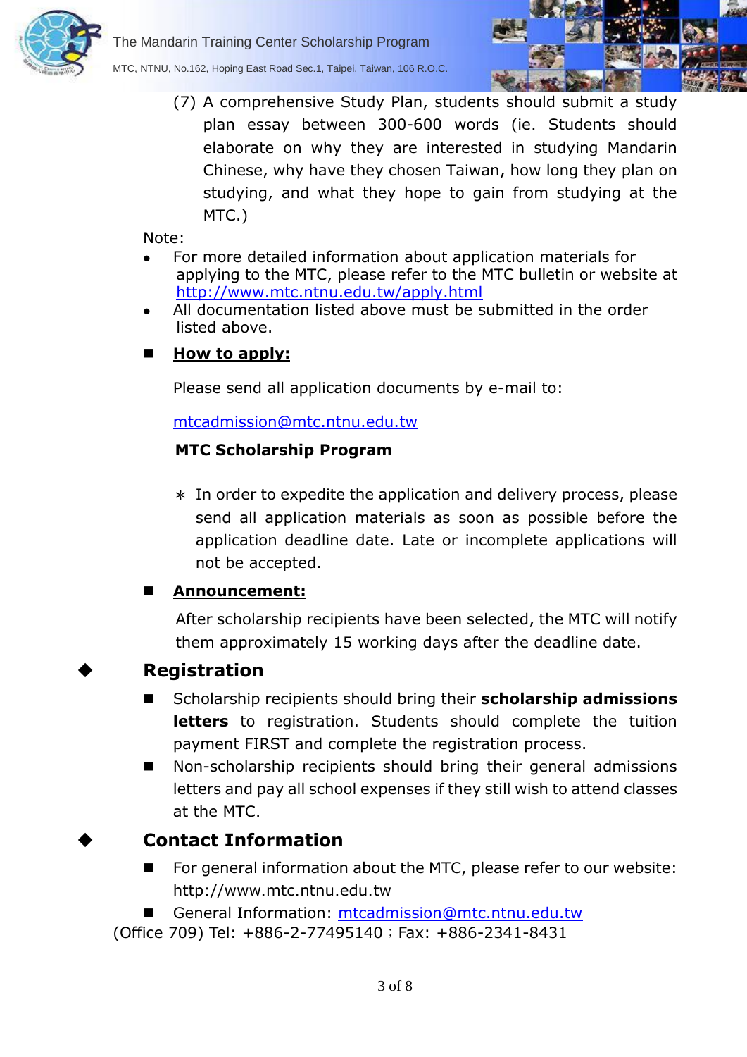(7) A comprehensive Study Plan, students should submit a study plan essay between 300-600 words (ie. Students should elaborate on why they are interested in studying Mandarin Chinese, why have they chosen Taiwan, how long they plan on studying, and what they hope to gain from studying at the MTC.)

Note:

- For more detailed information about application materials for applying to the MTC, please refer to the MTC bulletin or website at http://www.mtc.ntnu.edu.tw/apply.html
- All documentation listed above must be submitted in the order listed above.

- **How to apply:**

  Please send all application documents by e-mail to:

  mtcadmission@mtc.ntnu.edu.tw

  **MTC Scholarship Program**

  ＊ In order to expedite the application and delivery process, please send all application materials as soon as possible before the application deadline date. Late or incomplete applications will not be accepted.

- **Announcement:**

  After scholarship recipients have been selected, the MTC will notify them approximately 15 working days after the deadline date.

## Registration

- Scholarship recipients should bring their **scholarship admissions letters** to registration. Students should complete the tuition payment FIRST and complete the registration process.
- Non-scholarship recipients should bring their general admissions letters and pay all school expenses if they still wish to attend classes at the MTC.

## Contact Information

- For general information about the MTC, please refer to our website: http://www.mtc.ntnu.edu.tw
- General Information: mtcadmission@mtc.ntnu.edu.tw

(Office 709) Tel: +886-2-77495140；Fax: +886-2341-8431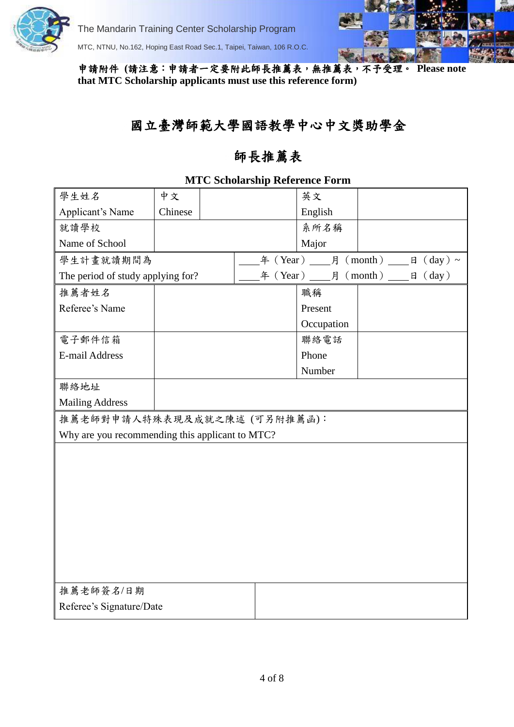**申請附件 (請注意：申請者一定要附此師長推薦表，無推薦表，不予受理。 Please note that MTC Scholarship applicants must use this reference form)**

# 國立臺灣師範大學國語教學中心中文獎助學金

# 師長推薦表

**MTC Scholarship Reference Form**

| 學生姓名 Applicant's Name | 中文 Chinese | | 英文 English | |
|---|---|---|---|---|
| 就讀學校 Name of School | | | 系所名稱 Major | |
| 學生計畫就讀期間為 The period of study applying for? | ____年（Year）____月（month）____日（day）~ ____年（Year）____月（month）____日（day） | | | |
| 推薦者姓名 Referee's Name | | | 職稱 Present Occupation | |
| 電子郵件信箱 E-mail Address | | | 聯絡電話 Phone Number | |
| 聯絡地址 Mailing Address | | | | |
| 推薦老師對申請人特殊表現及成就之陳述 (可另附推薦函)： Why are you recommending this applicant to MTC? | | | | |
| | | | | |
| 推薦老師簽名/日期 Referee's Signature/Date | | | | |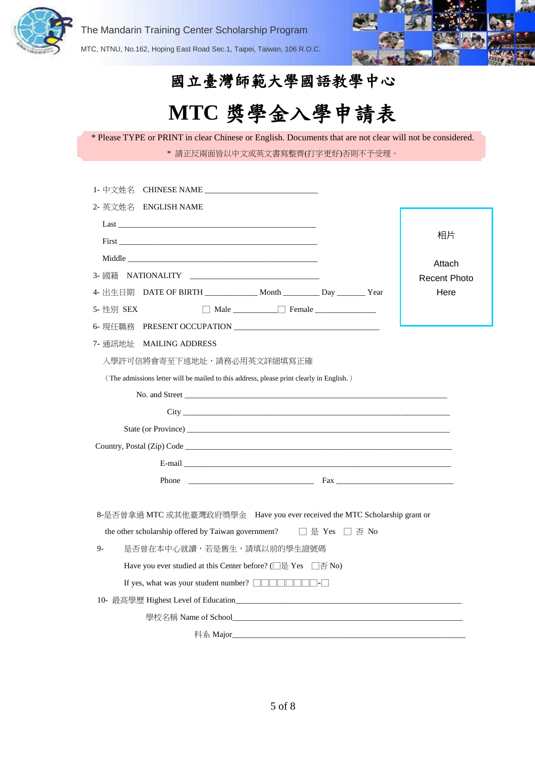The Mandarin Training Center Scholarship Program

MTC, NTNU, No.162, Hoping East Road Sec.1, Taipei, Taiwan, 106 R.O.C.

# 國立臺灣師範大學國語教學中心

# MTC 獎學金入學申請表

\* Please TYPE or PRINT in clear Chinese or English. Documents that are not clear will not be considered.

\* 請正反兩面皆以中文或英文書寫整齊(打字更好)否則不予受理。

1- 中文姓名 CHINESE NAME ___________________________

2- 英文姓名 ENGLISH NAME

Last ________________________________________________

First ________________________________________________

Middle ______________________________________________

3- 國籍 NATIONALITY ______________________________

4- 出生日期 DATE OF BIRTH ____________ Month ________ Day _______ Year

5- 性別 SEX ☐ Male ___________☐ Female _______________

6- 現任職務 PRESENT OCCUPATION ___________________________________

相片

Attach Recent Photo Here

7- 通訊地址 MAILING ADDRESS

入學許可信將會寄至下述地址，請務必用英文詳細填寫正確

（The admissions letter will be mailed to this address, please print clearly in English.）

No. and Street ______________________________________________________________

City ______________________________________________________________

State (or Province) ______________________________________________________________

Country, Postal (Zip) Code ______________________________________________________________

E-mail ______________________________________________________________

Phone ______________________________ Fax _____________________________

8-是否曾拿過 MTC 或其他臺灣政府獎學金 Have you ever received the MTC Scholarship grant or the other scholarship offered by Taiwan government? ☐ 是 Yes ☐ 否 No

9- 是否曾在本中心就讀，若是舊生，請填以前的學生證號碼

Have you ever studied at this Center before? (☐是 Yes ☐否 No)

If yes, what was your student number? ☐☐☐☐☐☐☐☐-☐

10- 最高學歷 Highest Level of Education_______________________________________________________

學校名稱 Name of School_______________________________________________________

科系 Major_______________________________________________________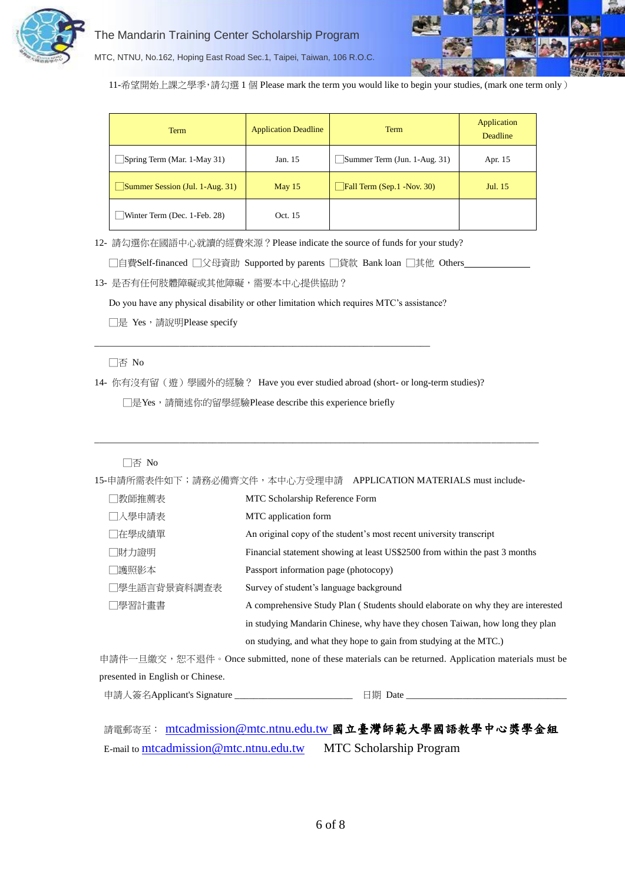11-希望開始上課之學季,請勾選 1 個 Please mark the term you would like to begin your studies, (mark one term only）

| Term | Application Deadline | Term | Application Deadline |
|---|---|---|---|
| ☐Spring Term (Mar. 1-May 31) | Jan. 15 | ☐Summer Term (Jun. 1-Aug. 31) | Apr. 15 |
| ☐Summer Session (Jul. 1-Aug. 31) | May 15 | ☐Fall Term (Sep.1 -Nov. 30) | Jul. 15 |
| ☐Winter Term (Dec. 1-Feb. 28) | Oct. 15 | | |

12- 請勾選你在國語中心就讀的經費來源？Please indicate the source of funds for your study?

☐自費Self-financed ☐父母資助 Supported by parents ☐貸款 Bank loan ☐其他 Others____________

13- 是否有任何肢體障礙或其他障礙，需要本中心提供協助？

Do you have any physical disability or other limitation which requires MTC's assistance?

☐是 Yes，請說明Please specify

________________________________________________________________

☐否 No

14- 你有沒有留（遊）學國外的經驗？ Have you ever studied abroad (short- or long-term studies)?

☐是Yes，請簡述你的留學經驗Please describe this experience briefly

________________________________________________________________

☐否 No

15-申請所需表件如下；請務必備齊文件，本中心方受理申請 APPLICATION MATERIALS must include-

| | |
|---|---|
| ☐教師推薦表 | MTC Scholarship Reference Form |
| ☐入學申請表 | MTC application form |
| ☐在學成績單 | An original copy of the student's most recent university transcript |
| ☐財力證明 | Financial statement showing at least US$2500 from within the past 3 months |
| ☐護照影本 | Passport information page (photocopy) |
| ☐學生語言背景資料調查表 | Survey of student's language background |
| ☐學習計畫書 | A comprehensive Study Plan ( Students should elaborate on why they are interested in studying Mandarin Chinese, why have they chosen Taiwan, how long they plan on studying, and what they hope to gain from studying at the MTC.) |

申請件一旦繳交，恕不退件。Once submitted, none of these materials can be returned. Application materials must be presented in English or Chinese.

申請人簽名Applicant's Signature ______________________ 日期 Date ______________________

請電郵寄至： mtcadmission@mtc.ntnu.edu.tw **國立臺灣師範大學國語教學中心獎學金組**

E-mail to mtcadmission@mtc.ntnu.edu.tw MTC Scholarship Program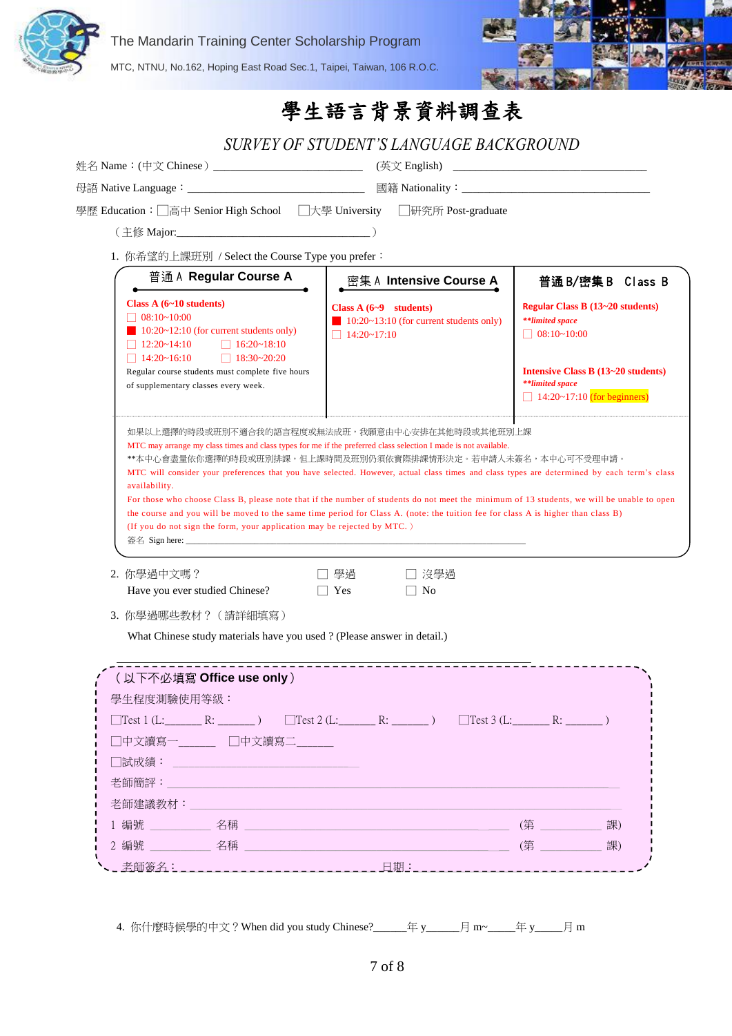The Mandarin Training Center Scholarship Program

MTC, NTNU, No.162, Hoping East Road Sec.1, Taipei, Taiwan, 106 R.O.C.

# 學生語言背景資料調查表

## *SURVEY OF STUDENT'S LANGUAGE BACKGROUND*

姓名 Name：(中文 Chinese） ________________________ (英文 English) ________________________________

母語 Native Language：______________________________ 國籍 Nationality：______________________________

學歷 Education：☐高中 Senior High School ☐大學 University ☐研究所 Post-graduate

（主修 Major:______________________________________）

1. 你希望的上課班別 / Select the Course Type you prefer：

| 普通 A **Regular Course A** | 密集 A **Intensive Course A** | 普通 B/密集 B Class B |
|---|---|---|
| **Class A (6~10 students)**<br>☐ 08:10~10:00<br>■ 10:20~12:10 (for current students only)<br>☐ 12:20~14:10 ☐ 16:20~18:10<br>☐ 14:20~16:10 ☐ 18:30~20:20<br>Regular course students must complete five hours of supplementary classes every week. | **Class A (6~9 students)**<br>■ 10:20~13:10 (for current students only)<br>☐ 14:20~17:10 | **Regular Class B (13~20 students)**<br>***\*\*limited space***<br>☐ 08:10~10:00<br><br>**Intensive Class B (13~20 students)**<br>***\*\*limited space***<br>☐ 14:20~17:10 (for beginners) |

如果以上選擇的時段或班別不適合我的語言程度或無法成班，我願意由中心安排在其他時段或其他班別上課

MTC may arrange my class times and class types for me if the preferred class selection I made is not available.

**本中心會盡量依你選擇的時段或班別排課，但上課時間及班別仍須依實際排課情形決定。若申請人未簽名，本中心可不受理申請。

MTC will consider your preferences that you have selected. However, actual class times and class types are determined by each term's class availability.

For those who choose Class B, please note that if the number of students do not meet the minimum of 13 students, we will be unable to open the course and you will be moved to the same time period for Class A. (note: the tuition fee for class A is higher than class B)

(If you do not sign the form, your application may be rejected by MTC.）

簽名 Sign here: ____________________________________________________________

2. 你學過中文嗎？ ☐ 學過 ☐ 沒學過
 Have you ever studied Chinese? ☐ Yes ☐ No

3. 你學過哪些教材？（請詳細填寫）
 What Chinese study materials have you used？(Please answer in detail.)

 ________________________________________________________________

（以下不必填寫 **Office use only**）

學生程度測驗使用等級：

☐Test 1 (L:______ R: ______ ) ☐Test 2 (L:______ R: ______ ) ☐Test 3 (L:______ R: ______ )

☐中文讀寫一______ ☐中文讀寫二______

☐試成績：______________________________

老師簡評：________________________________________________________________

老師建議教材：____________________________________________________________

1 編號 __________ 名稱 ______________________________________ (第 __________ 課)

2 編號 __________ 名稱 ______________________________________ (第 __________ 課)

老師簽名：______________________________ 日期：______________

4. 你什麼時候學的中文？When did you study Chinese?______年 y______月 m~_____年 y_____月 m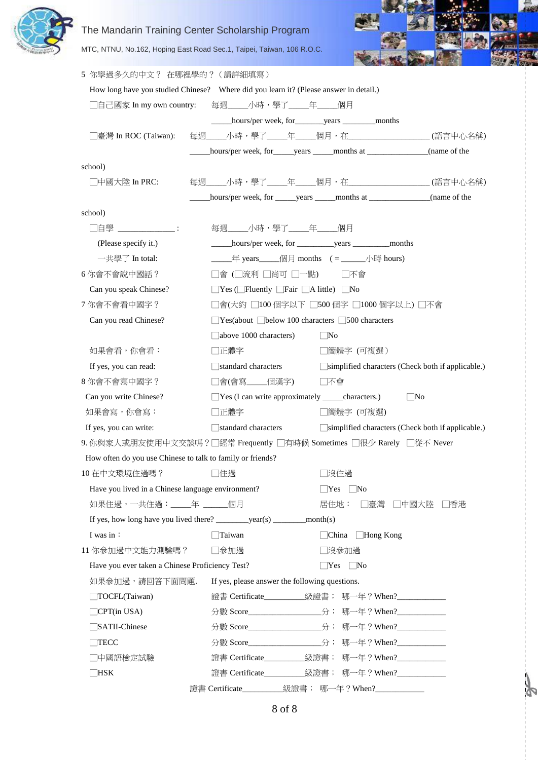5 你學過多久的中文？ 在哪裡學的？（請詳細填寫）

How long have you studied Chinese? Where did you learn it? (Please answer in detail.)

☐自己國家 In my own country: 每週_____小時，學了_____年_____個月

_____hours/per week, for_______years ________months

☐臺灣 In ROC (Taiwan): 每週_____小時，學了_____年_____個月，在___________________ (語言中心名稱)

_____hours/per week, for_____years _____months at _______________(name of the school)

☐中國大陸 In PRC: 每週_____小時，學了_____年_____個月，在___________________ (語言中心名稱)

_____hours/per week, for _____years _____months at ________________(name of the school)

☐自學 ______________ : 每週_____小時，學了_____年_____個月

(Please specify it.) _____hours/per week, for _________years _________months

一共學了 In total: _____年 years_____個月 months ( = ______小時 hours)

6 你會不會說中國話？ ☐會 (☐流利 ☐尚可 ☐一點) ☐不會

Can you speak Chinese? ☐Yes (☐Fluently ☐Fair ☐A little) ☐No

7 你會不會看中國字？ ☐會(大約 ☐100 個字以下 ☐500 個字 ☐1000 個字以上) ☐不會

Can you read Chinese? ☐Yes(about ☐below 100 characters ☐500 characters ☐above 1000 characters) ☐No

如果會看，你會看： ☐正體字 ☐簡體字 (可複選）

If yes, you can read: ☐standard characters ☐simplified characters (Check both if applicable.)

8 你會不會寫中國字？ ☐會(會寫_____個漢字) ☐不會

Can you write Chinese? ☐Yes (I can write approximately _____characters.) ☐No

如果會寫，你會寫： ☐正體字 ☐簡體字 (可複選)

If yes, you can write: ☐standard characters ☐simplified characters (Check both if applicable.)

9. 你與家人或朋友使用中文交談嗎？☐經常 Frequently ☐有時候 Sometimes ☐很少 Rarely ☐從不 Never

How often do you use Chinese to talk to family or friends?

10 在中文環境住過嗎？ ☐住過 ☐沒住過

Have you lived in a Chinese language environment? ☐Yes ☐No

如果住過，一共住過：_____年 ______個月 居住地： ☐臺灣 ☐中國大陸 ☐香港

If yes, how long have you lived there? ________year(s) ________month(s)

I was in： ☐Taiwan ☐China ☐Hong Kong

11 你參加過中文能力測驗嗎？ ☐參加過 ☐沒參加過

Have you ever taken a Chinese Proficiency Test? ☐Yes ☐No

如果參加過，請回答下面問題. If yes, please answer the following questions.

☐TOCFL(Taiwan) 證書 Certificate_________級證書； 哪一年？When?____________

☐CPT(in USA) 分數 Score__________________分； 哪一年？When?____________

☐SATII-Chinese 分數 Score__________________分； 哪一年？When?____________

☐TECC 分數 Score__________________分； 哪一年？When?____________

☐中國語檢定試驗 證書 Certificate_________級證書； 哪一年？When?____________

☐HSK 證書 Certificate_________級證書； 哪一年？When?____________

證書 Certificate_________級證書； 哪一年？When?____________